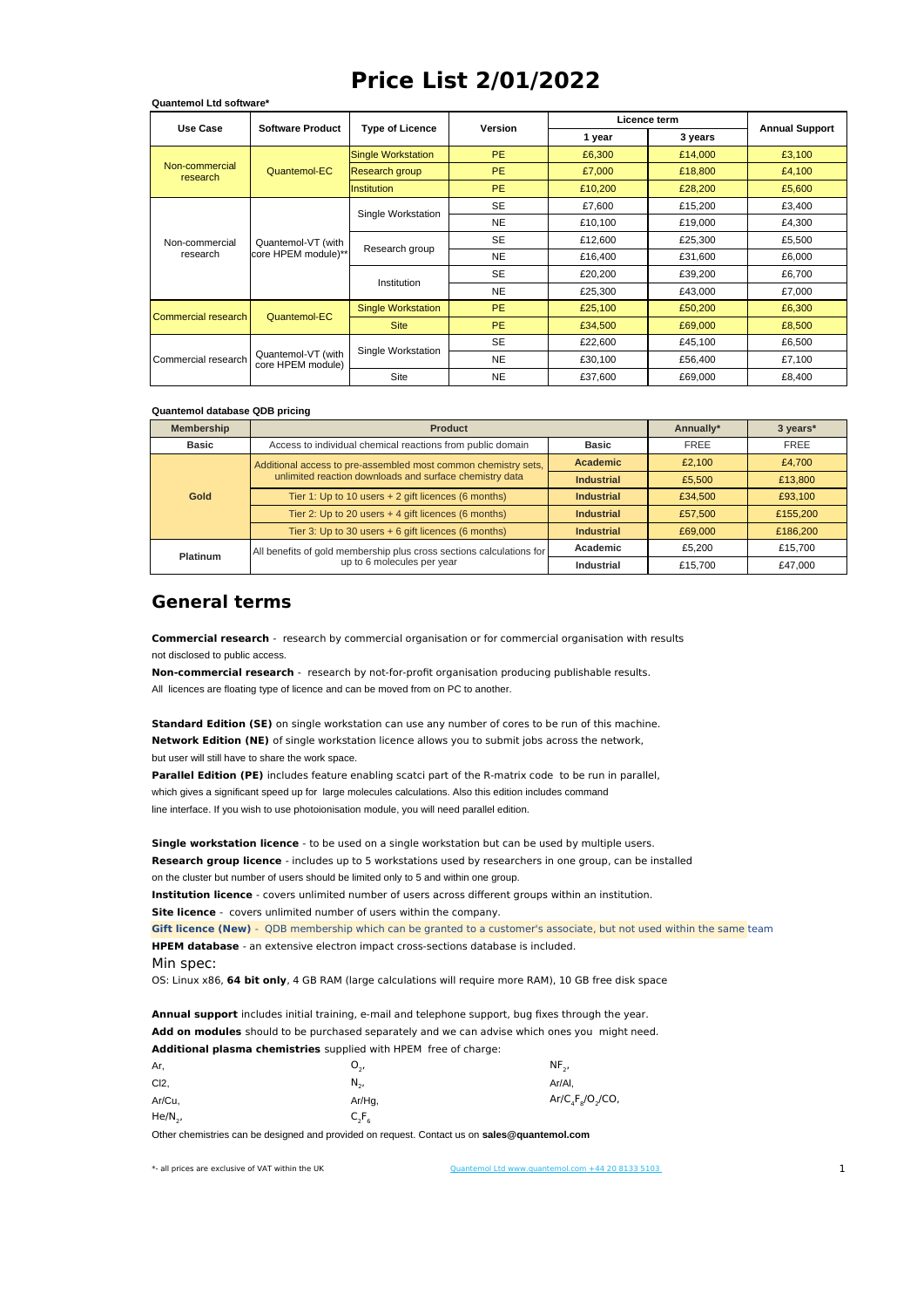# Price List 2/01/2022

**Quantemol Ltd software***

| Use Case | Software Product | Type of Licence | Version | Licence term | | Annual Support |
|---|---|---|---|---|---|---|
| | | | | 1 year | 3 years | |
| Non-commercial research | Quantemol-EC | Single Workstation | PE | £6,300 | £14,000 | £3,100 |
| | | Research group | PE | £7,000 | £18,800 | £4,100 |
| | | Institution | PE | £10,200 | £28,200 | £5,600 |
| Non-commercial research | Quantemol-VT (with core HPEM module)** | Single Workstation | SE | £7,600 | £15,200 | £3,400 |
| | | | NE | £10,100 | £19,000 | £4,300 |
| | | Research group | SE | £12,600 | £25,300 | £5,500 |
| | | | NE | £16,400 | £31,600 | £6,000 |
| | | Institution | SE | £20,200 | £39,200 | £6,700 |
| | | | NE | £25,300 | £43,000 | £7,000 |
| Commercial research | Quantemol-EC | Single Workstation | PE | £25,100 | £50,200 | £6,300 |
| | | Site | PE | £34,500 | £69,000 | £8,500 |
| Commercial research | Quantemol-VT (with core HPEM module) | Single Workstation | SE | £22,600 | £45,100 | £6,500 |
| | | | NE | £30,100 | £56,400 | £7,100 |
| | | Site | NE | £37,600 | £69,000 | £8,400 |

**Quantemol database QDB pricing**

| Membership | Product | | Annually* | 3 years* |
|---|---|---|---|---|
| Basic | Access to individual chemical reactions from public domain | Basic | FREE | FREE |
| Gold | Additional access to pre-assembled most common chemistry sets, unlimited reaction downloads and surface chemistry data | Academic | £2,100 | £4,700 |
| | | Industrial | £5,500 | £13,800 |
| | Tier 1: Up to 10 users + 2 gift licences (6 months) | Industrial | £34,500 | £93,100 |
| | Tier 2: Up to 20 users + 4 gift licences (6 months) | Industrial | £57,500 | £155,200 |
| | Tier 3: Up to 30 users + 6 gift licences (6 months) | Industrial | £69,000 | £186,200 |
| Platinum | All benefits of gold membership plus cross sections calculations for up to 6 molecules per year | Academic | £5,200 | £15,700 |
| | | Industrial | £15,700 | £47,000 |

## General terms

**Commercial research** - research by commercial organisation or for commercial organisation with results not disclosed to public access.

**Non-commercial research** - research by not-for-profit organisation producing publishable results.

All licences are floating type of licence and can be moved from on PC to another.

**Standard Edition (SE)** on single workstation can use any number of cores to be run of this machine.

**Network Edition (NE)** of single workstation licence allows you to submit jobs across the network, but user will still have to share the work space.

**Parallel Edition (PE)** includes feature enabling scatci part of the R-matrix code to be run in parallel, which gives a significant speed up for large molecules calculations. Also this edition includes command line interface. If you wish to use photoionisation module, you will need parallel edition.

**Single workstation licence** - to be used on a single workstation but can be used by multiple users.

**Research group licence** - includes up to 5 workstations used by researchers in one group, can be installed on the cluster but number of users should be limited only to 5 and within one group.

**Institution licence** - covers unlimited number of users across different groups within an institution.

**Site licence** - covers unlimited number of users within the company.

**Gift licence (New)** - QDB membership which can be granted to a customer's associate, but not used within the same team

**HPEM database** - an extensive electron impact cross-sections database is included.

Min spec:

OS: Linux x86, **64 bit only**, 4 GB RAM (large calculations will require more RAM), 10 GB free disk space

**Annual support** includes initial training, e-mail and telephone support, bug fixes through the year.

**Add on modules** should to be purchased separately and we can advise which ones you might need.

**Additional plasma chemistries** supplied with HPEM free of charge:

| | | |
|---|---|---|
| Ar, | $O_2$, | $NF_2$, |
| Cl2, | $N_2$, | Ar/Al, |
| Ar/Cu, | Ar/Hg, | Ar/$C_4F_8$/$O_2$/CO, |
| He/$N_2$, | $C_2F_6$ | |

Other chemistries can be designed and provided on request. Contact us on **sales@quantemol.com**

*- all prices are exclusive of VAT within the UK

Quantemol Ltd www.quantemol.com +44 20 8133 5103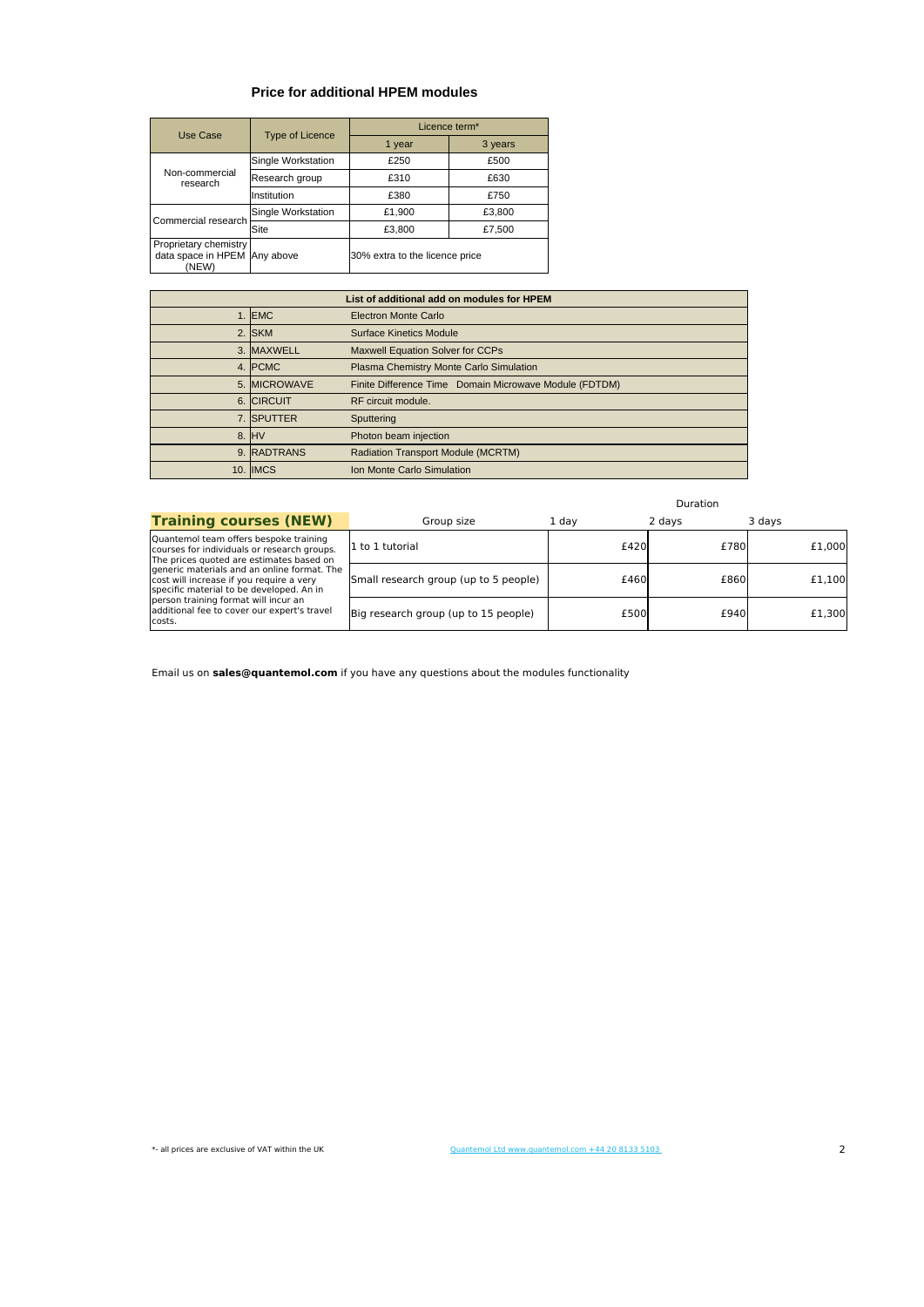## Price for additional HPEM modules

| Use Case | Type of Licence | Licence term* | |
|---|---|---|---|
| | | 1 year | 3 years |
| Non-commercial research | Single Workstation | £250 | £500 |
| | Research group | £310 | £630 |
| | Institution | £380 | £750 |
| Commercial research | Single Workstation | £1,900 | £3,800 |
| | Site | £3,800 | £7,500 |
| Proprietary chemistry data space in HPEM (NEW) | Any above | 30% extra to the licence price | |

| List of additional add on modules for HPEM | | |
|---|---|---|
| 1. | EMC | Electron Monte Carlo |
| 2. | SKM | Surface Kinetics Module |
| 3. | MAXWELL | Maxwell Equation Solver for CCPs |
| 4. | PCMC | Plasma Chemistry Monte Carlo Simulation |
| 5. | MICROWAVE | Finite Difference Time Domain Microwave Module (FDTDM) |
| 6. | CIRCUIT | RF circuit module. |
| 7. | SPUTTER | Sputtering |
| 8. | HV | Photon beam injection |
| 9. | RADTRANS | Radiation Transport Module (MCRTM) |
| 10. | IMCS | Ion Monte Carlo Simulation |

## Training courses (NEW)

Quantemol team offers bespoke training courses for individuals or research groups. The prices quoted are estimates based on generic materials and an online format. The cost will increase if you require a very specific material to be developed. An in person training format will incur an additional fee to cover our expert's travel costs.

| Group size | Duration: 1 day | 2 days | 3 days |
|---|---|---|---|
| 1 to 1 tutorial | £420 | £780 | £1,000 |
| Small research group (up to 5 people) | £460 | £860 | £1,100 |
| Big research group (up to 15 people) | £500 | £940 | £1,300 |

Email us on **sales@quantemol.com** if you have any questions about the modules functionality

*- all prices are exclusive of VAT within the UK

Quantemol Ltd www.quantemol.com +44 20 8133 5103